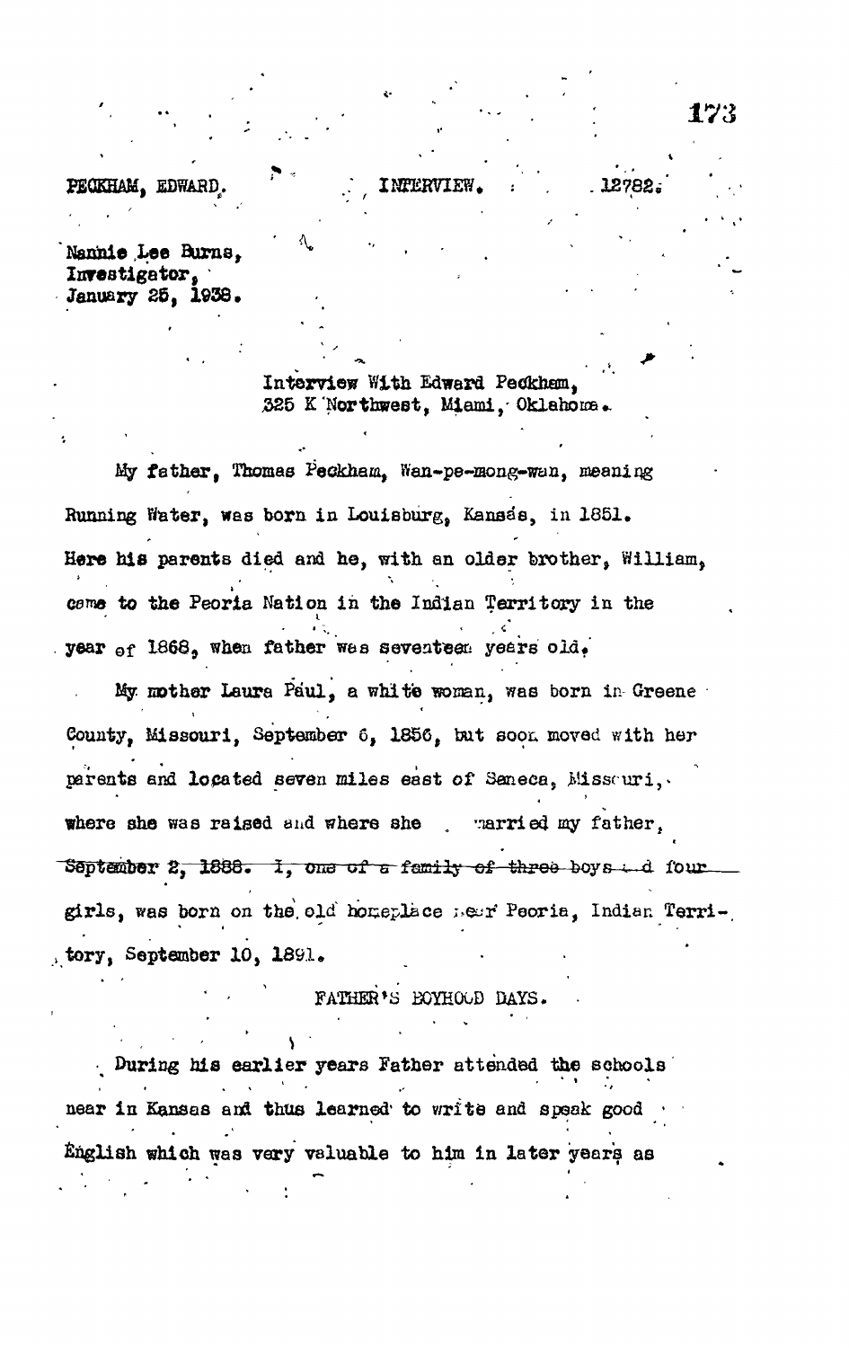Nannie Lee Burns,
Investigator,
January 25, 1938.

Interview With Edward Peckham,
325 K Northwest, Miami, Oklahoma.

My father, Thomas Peckham, Wan-pe-mong-wan, meaning Running Water, was born in Louisburg, Kansas, in 1851. Here his parents died and he, with an older brother, William, came to the Peoria Nation in the Indian Territory in the year of 1868, when father was seventeen years old.

My mother Laura Paul, a white woman, was born in Greene County, Missouri, September 6, 1856, but soon moved with her parents and located seven miles east of Seneca, Missouri, where she was raised and where she married my father, ~~September 2, 1888. I, one of a family of three boys and four~~ girls, was born on the old homeplace near Peoria, Indian Territory, September 10, 1891.

## FATHER'S BOYHOOD DAYS.

During his earlier years Father attended the schools near in Kansas and thus learned to write and speak good English which was very valuable to him in later years as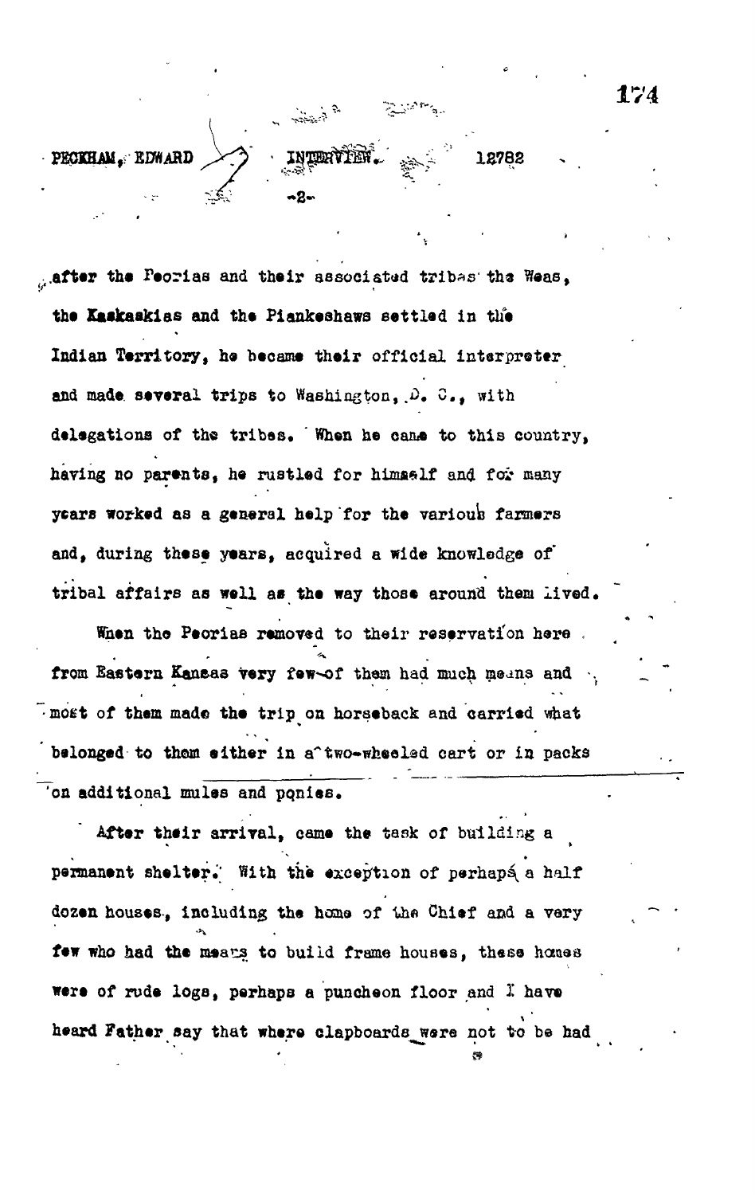after the Peorias and their associated tribes the Weas, the Kaskaskias and the Piankeshaws settled in the Indian Territory, he became their official interpreter and made several trips to Washington, D. C., with delegations of the tribes. When he came to this country, having no parents, he rustled for himself and for many years worked as a general help for the various farmers and, during these years, acquired a wide knowledge of tribal affairs as well as the way those around them lived.

When the Peorias removed to their reservation here from Eastern Kansas very few of them had much means and most of them made the trip on horseback and carried what belonged to them either in a two-wheeled cart or in packs on additional mules and ponies.

After their arrival, came the task of building a permanent shelter. With the exception of perhaps a half dozen houses, including the home of the Chief and a very few who had the means to build frame houses, these homes were of rude logs, perhaps a puncheon floor and I have heard Father say that where clapboards were not to be had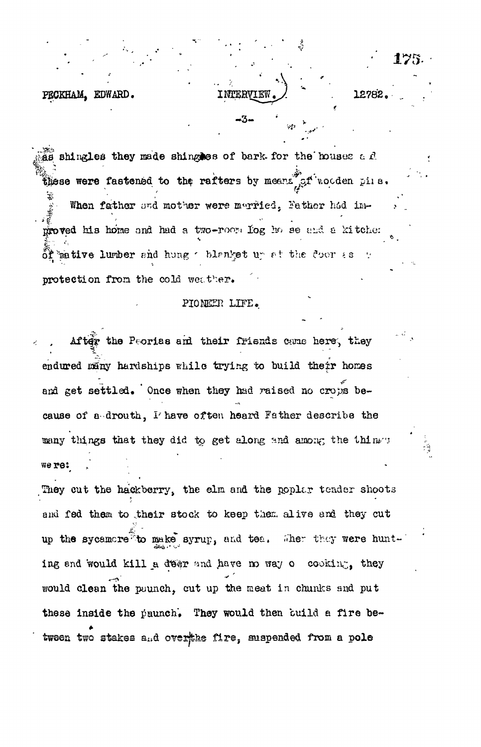as shingles they made shingles of bark for the houses and these were fastened to the rafters by means of wooden pins.

When father and mother were married, Father had improved his home and had a two-room log house and a kitchen of native lumber and hung a blanket up at the door as a protection from the cold weather.

## PIONEER LIFE.

After the Peorias and their friends came here, they endured many hardships while trying to build their homes and get settled. Once when they had raised no crops because of a drouth, I have often heard Father describe the many things that they did to get along and among the things were:

They cut the hackberry, the elm and the poplar tender shoots and fed them to their stock to keep them alive and they cut up the sycamore to make syrup, and tea. When they were hunting and would kill a deer and have no way of cooking, they would clean the paunch, cut up the meat in chunks and put these inside the paunch. They would then build a fire between two stakes and over the fire, suspended from a pole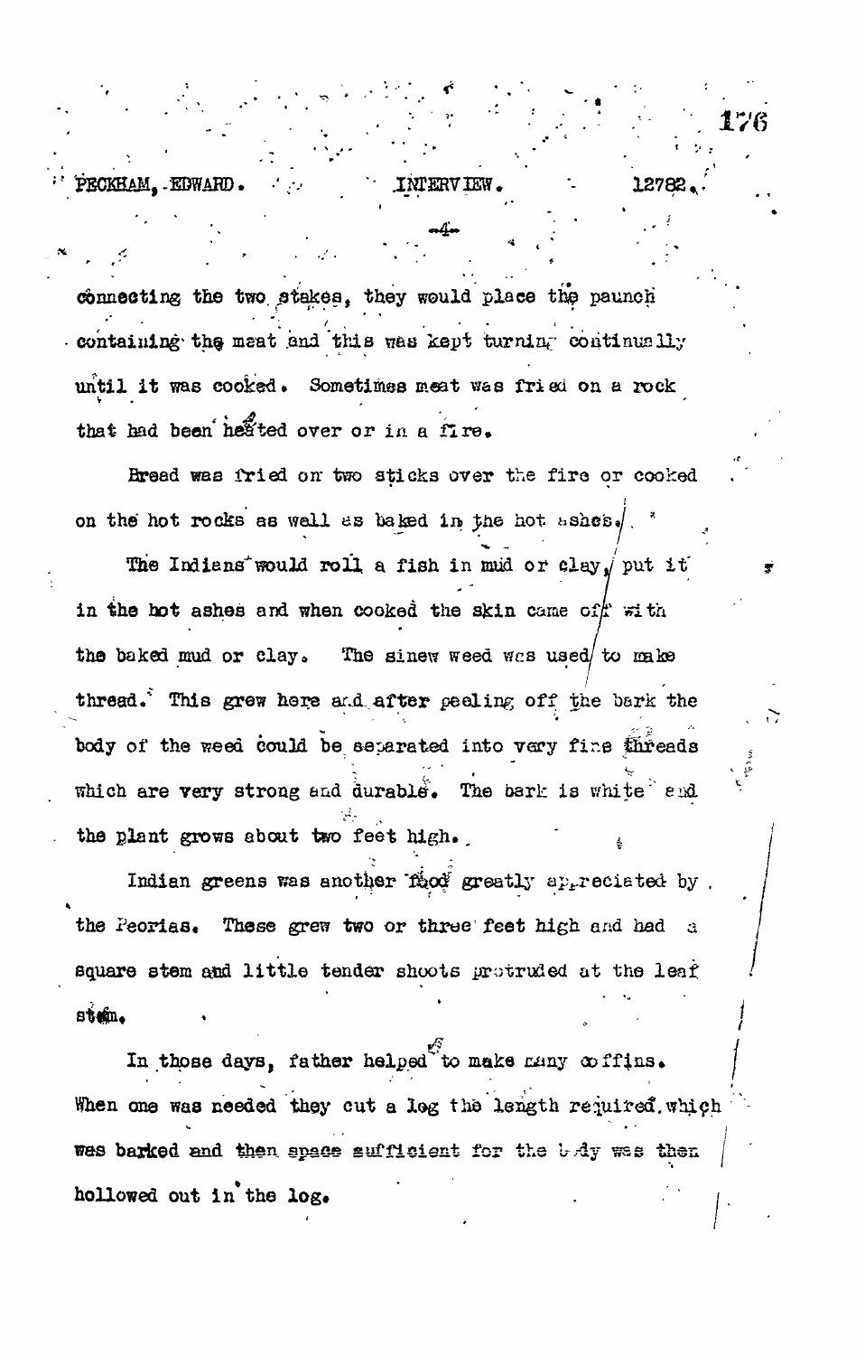connecting the two stakes, they would place the paunch containing the meat and this was kept turning continually until it was cooked. Sometimes meat was fried on a rock that had been heated over or in a fire.

Bread was fried on two sticks over the fire or cooked on the hot rocks as well as baked in the hot ashes.

The Indians would roll a fish in mud or clay, put it in the hot ashes and when cooked the skin came off with the baked mud or clay. The sinew weed was used to make thread. This grew here and after peeling off the bark the body of the weed could be separated into very fine threads which are very strong and durable. The bark is white and the plant grows about two feet high.

Indian greens was another food greatly appreciated by the Peorias. These grew two or three feet high and had a square stem and little tender shoots protruded at the leaf stem.

In those days, father helped to make many coffins. When one was needed they cut a log the length required, which was barked and then space sufficient for the body was then hollowed out in the log.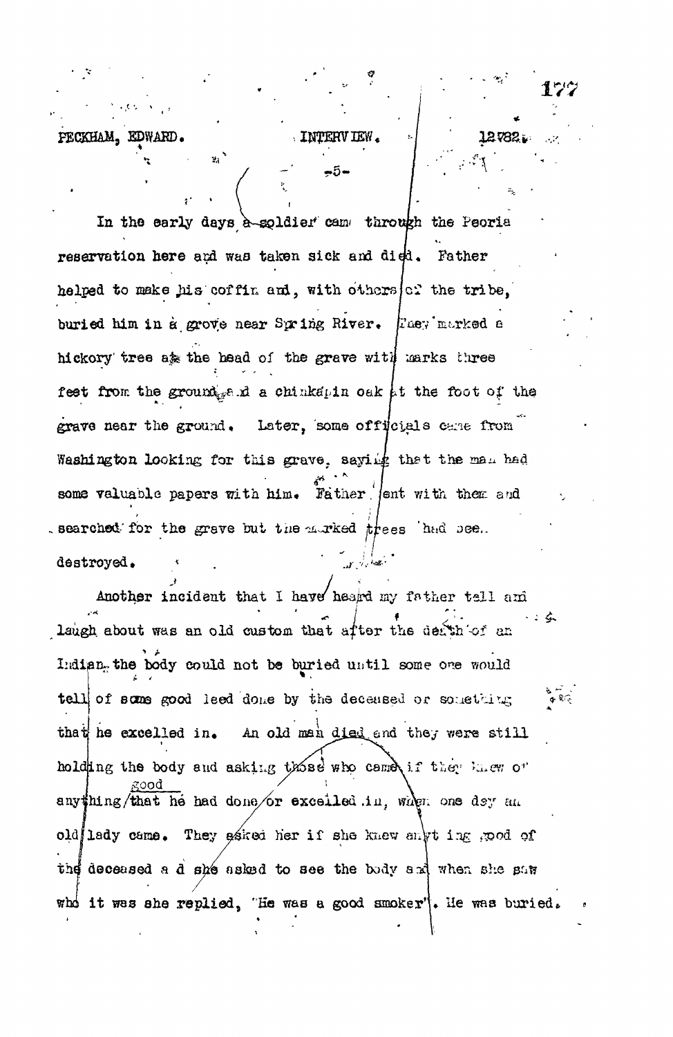In the early days a soldier came through the Peoria reservation here and was taken sick and died. Father helped to make his coffin and, with others of the tribe, buried him in a grove near Spring River. They marked a hickory tree at the head of the grave with marks three feet from the ground and a chinkapin oak at the foot of the grave near the ground. Later, some officials came from Washington looking for this grave, saying that the man had some valuable papers with him. Father went with them and searched for the grave but the marked trees had been destroyed.

Another incident that I have heard my father tell and laugh about was an old custom that after the death of an Indian the body could not be buried until some one would tell of some good deed done by the deceased or something that he excelled in. An old man died and they were still holding the body and asking those who came if they knew of anything good that he had done or excelled in, when one day an old lady came. They asked her if she knew anything good of the deceased and she asked to see the body and when she saw who it was she replied, "He was a good smoker". He was buried.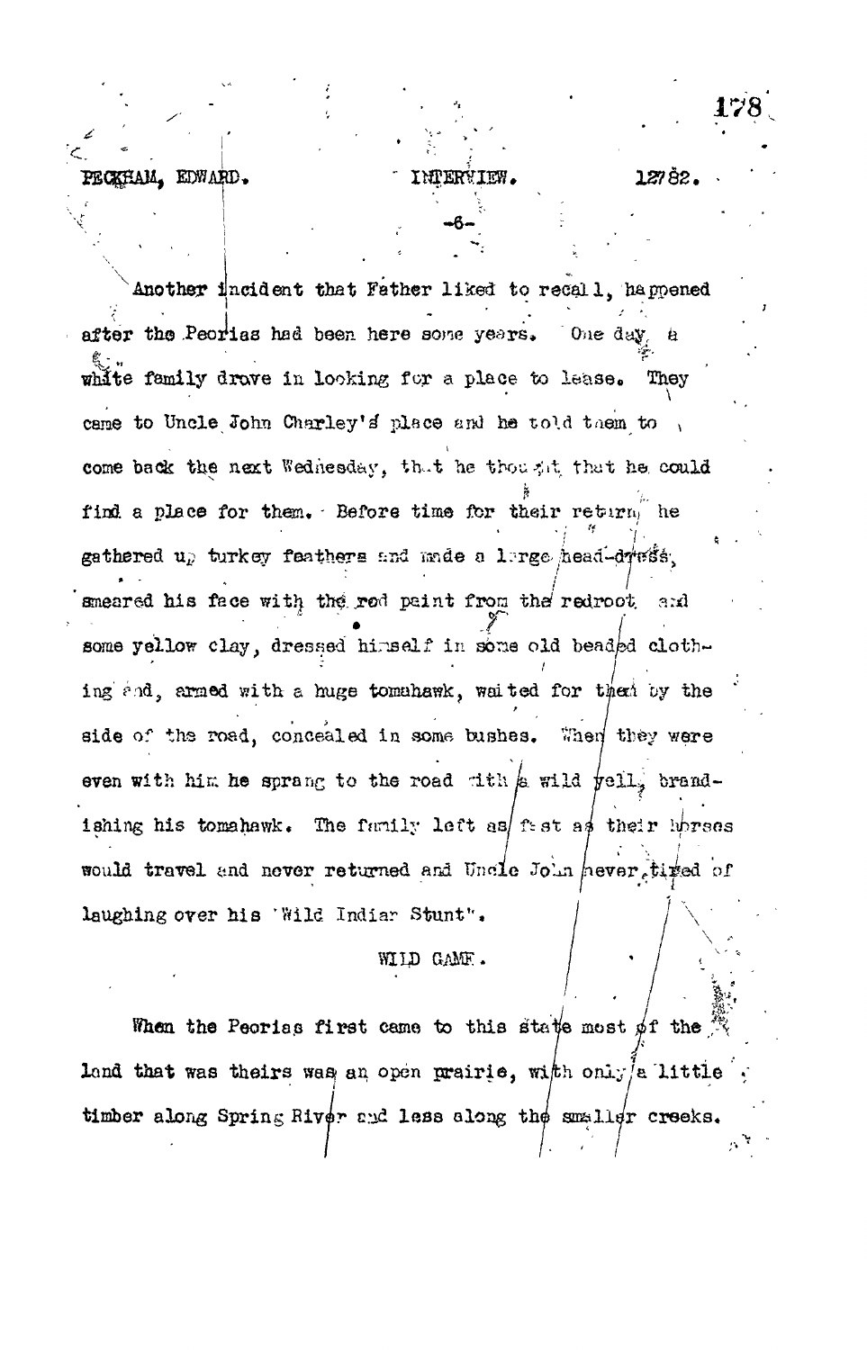Another incident that Father liked to recall, happened after the Peorias had been here some years. One day a white family drove in looking for a place to lease. They came to Uncle John Charley's place and he told them to come back the next Wednesday, that he thought that he could find a place for them. Before time for their return he gathered up turkey feathers and made a large head-dress, smeared his face with the red paint from the redroot and some yellow clay, dressed himself in some old beaded clothing and, armed with a huge tomahawk, waited for them by the side of the road, concealed in some bushes. When they were even with him he sprang to the road with a wild yell, brandishing his tomahawk. The family left as fast as their horses would travel and never returned and Uncle John never tired of laughing over his "Wild Indian Stunt".

## WILD GAME.

When the Peorias first came to this state most of the land that was theirs was an open prairie, with only a little timber along Spring River and less along the smaller creeks.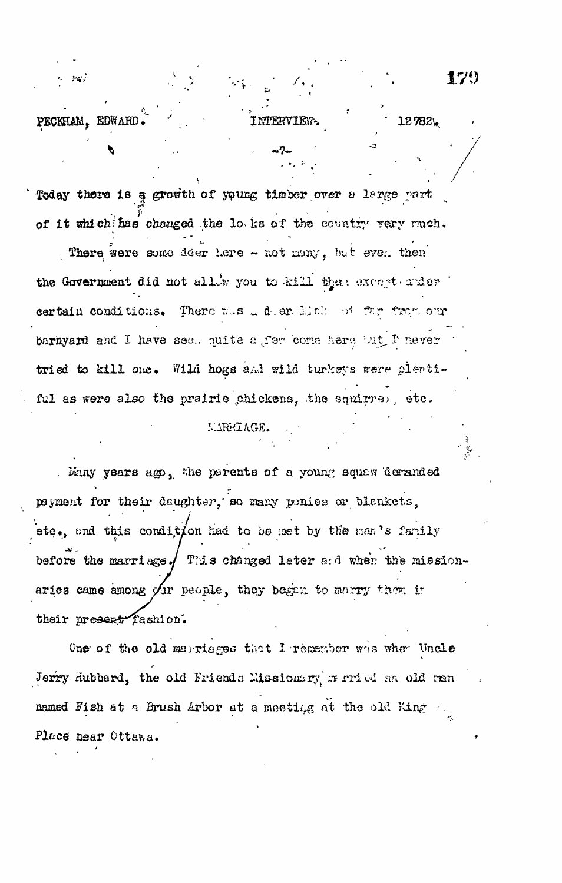Today there is a growth of young timber over a large part of it which has changed the looks of the country very much.

There were some deer here - not many, but even then the Government did not allow you to kill them except under certain conditions. There was a deer lick not far from our barnyard and I have seen quite a few come here but I never tried to kill one. Wild hogs and wild turkeys were plentiful as were also the prairie chickens, the squirrel, etc.

MARRIAGE.

Many years ago, the parents of a young squaw demanded payment for their daughter, so many ponies or blankets, etc., and this condition had to be met by the man's family before the marriage. This changed later and when the missionaries came among our people, they began to marry them in their present fashion.

One of the old marriages that I remember was when Uncle Jerry Hubbard, the old Friends Missionary, married an old man named Fish at a Brush Arbor at a meeting at the old King Place near Ottawa.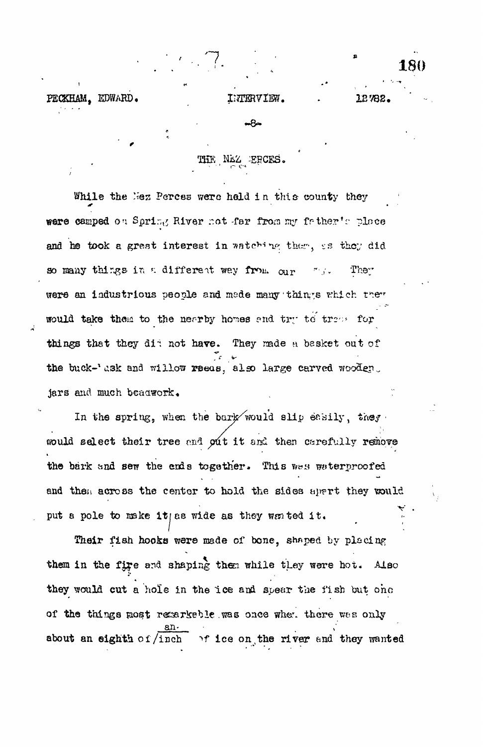## THE NEZ PERCES.

While the Nez Perces were held in this county they were camped on Spring River not far from my father's place and he took a great interest in watching them, as they did so many things in a different way from our way. They were an industrious people and made many things which they would take them to the nearby homes and try to trade for things that they did not have. They made a basket out of the buck-bush and willow reeds, also large carved wooden jars and much beadwork.

In the spring, when the bark would slip easily, they would select their tree and cut it and then carefully remove the bark and sew the ends together. This was waterproofed and then across the center to hold the sides apart they would put a pole to make it as wide as they wanted it.

Their fish hooks were made of bone, shaped by placing them in the fire and shaping them while they were hot. Also they would cut a hole in the ice and spear the fish but one of the things most remarkable was once when there was only about an eighth of an inch of ice on the river and they wanted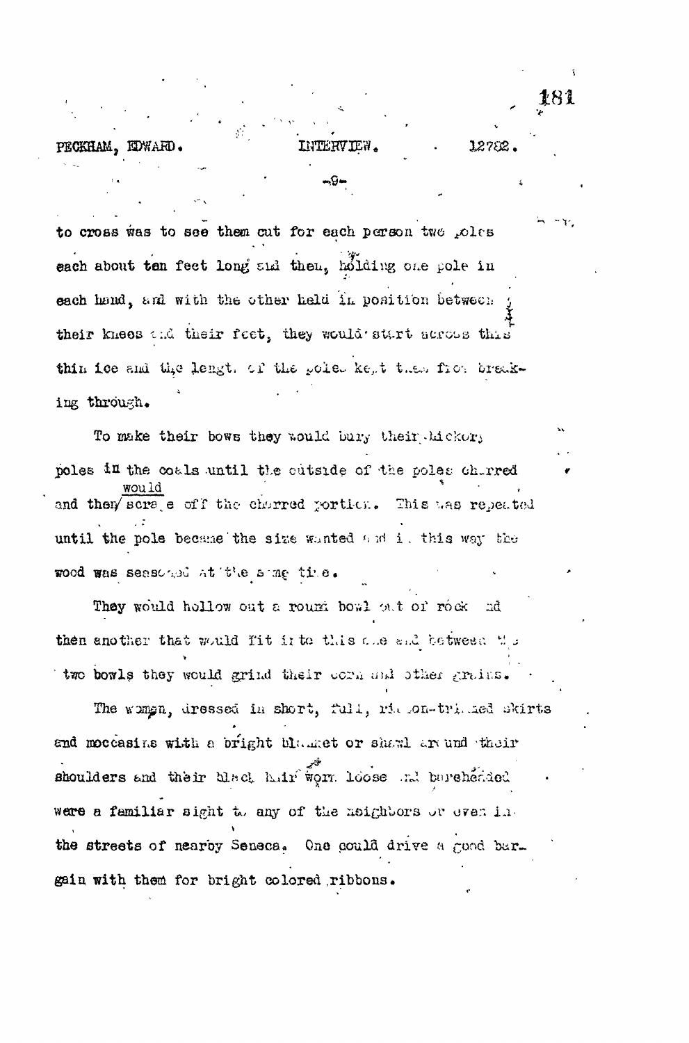to cross was to see them cut for each person two poles each about ten feet long and then, holding one pole in each hand, and with the other held in position between their knees and their feet, they would start across this thin ice and the length of the poles kept them from breaking through.

To make their bows they would bury their hickory poles in the coals until the outside of the poles charred and then would scrape off the charred portion. This was repeated until the pole became the size wanted and in this way the wood was seasoned at the same time.

They would hollow out a round bowl out of rock and then another that would fit into this one and between the two bowls they would grind their corn and other grains.

The women, dressed in short, full, ribbon-trimmed skirts and moccasins with a bright blanket or shawl around their shoulders and their black hair worn loose and bareheaded were a familiar sight to any of the neighbors or even in the streets of nearby Seneca. One could drive a good bargain with them for bright colored ribbons.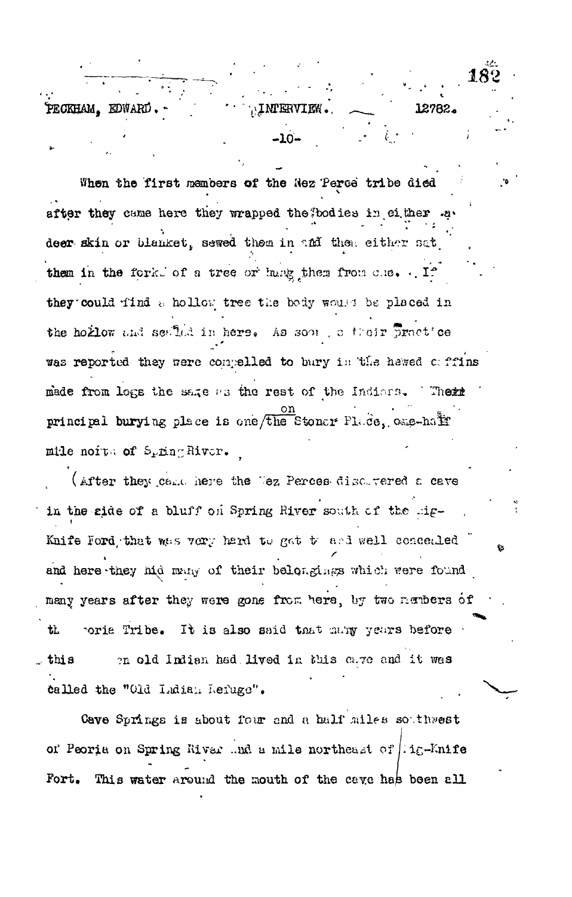When the first members of the Nez Perce tribe died after they came here they wrapped the bodies in either a deer skin or blanket, sewed them in and then either sat them in the fork of a tree or hung them from one. If they could find a hollow tree the body would be placed in the hollow and sealed in here. As soon as their practice was reported they were compelled to bury in the hewed coffins made from logs the same as the rest of the Indians. Their principal burying place is one on the Stoner Place, one-half mile north of Spring River.

(After they came here the Nez Perces discovered a cave in the side of a bluff on Spring River south of the Big-Knife Ford that was very hard to get to and well concealed and here they hid many of their belongings which were found many years after they were gone from here, by two members of the Peoria Tribe. It is also said that many years before this an old Indian had lived in this cave and it was called the "Old Indian Refuge".

Cave Springs is about four and a half miles southwest of Peoria on Spring River and a mile northeast of Big-Knife Fort. This water around the mouth of the cave has been all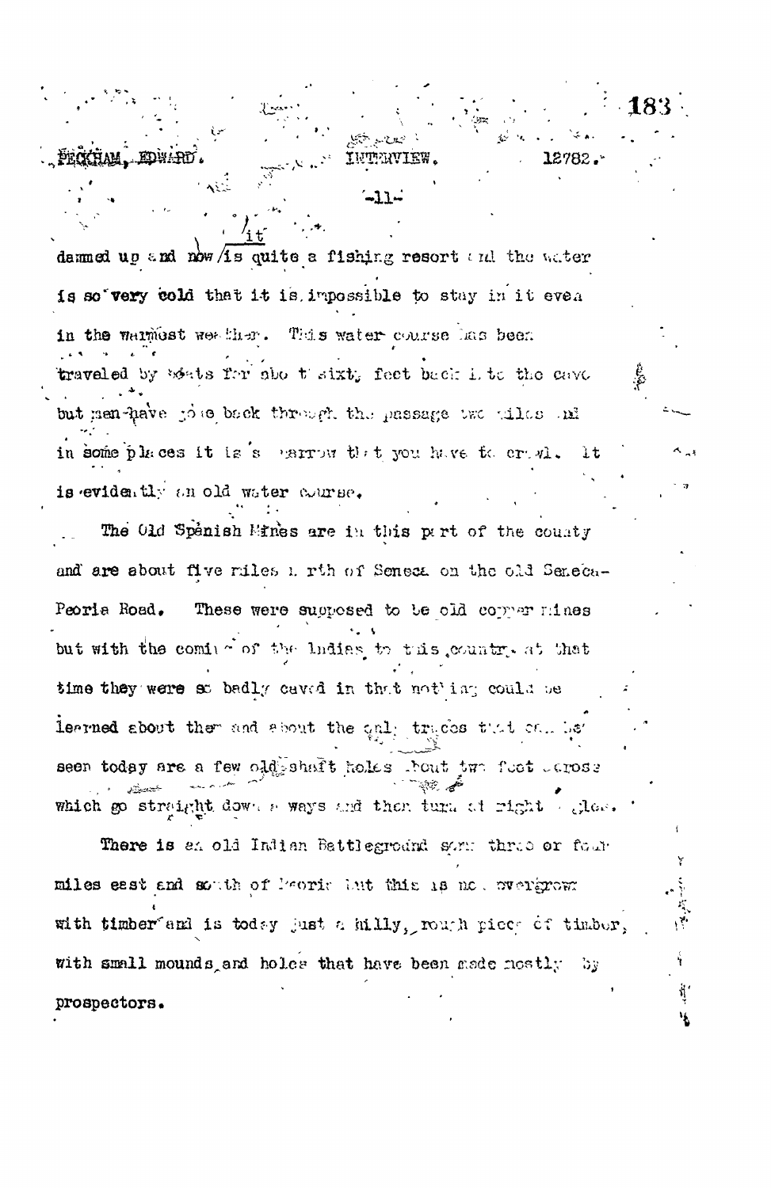dammed up and now it is quite a fishing resort and the water is so very cold that it is impossible to stay in it even in the warmest weather. This water course has been traveled by boats for about sixty feet back into the cave but men have gone back through the passage two miles and in some places it is so narrow that you have to crawl. It is evidently an old water course.

The Old Spanish Mines are in this part of the county and are about five miles north of Seneca on the old Seneca-Peoria Road. These were supposed to be old copper mines but with the coming of the Indians to this country at that time they were so badly caved in that nothing could be learned about them and about the only traces that can be seen today are a few old shaft holes about two feet across which go straight down a ways and then turn at right angles.

There is an old Indian Battleground some three or four miles east and south of Peoria but this is now overgrown with timber and is today just a hilly, rough piece of timber, with small mounds and holes that have been made mostly by prospectors.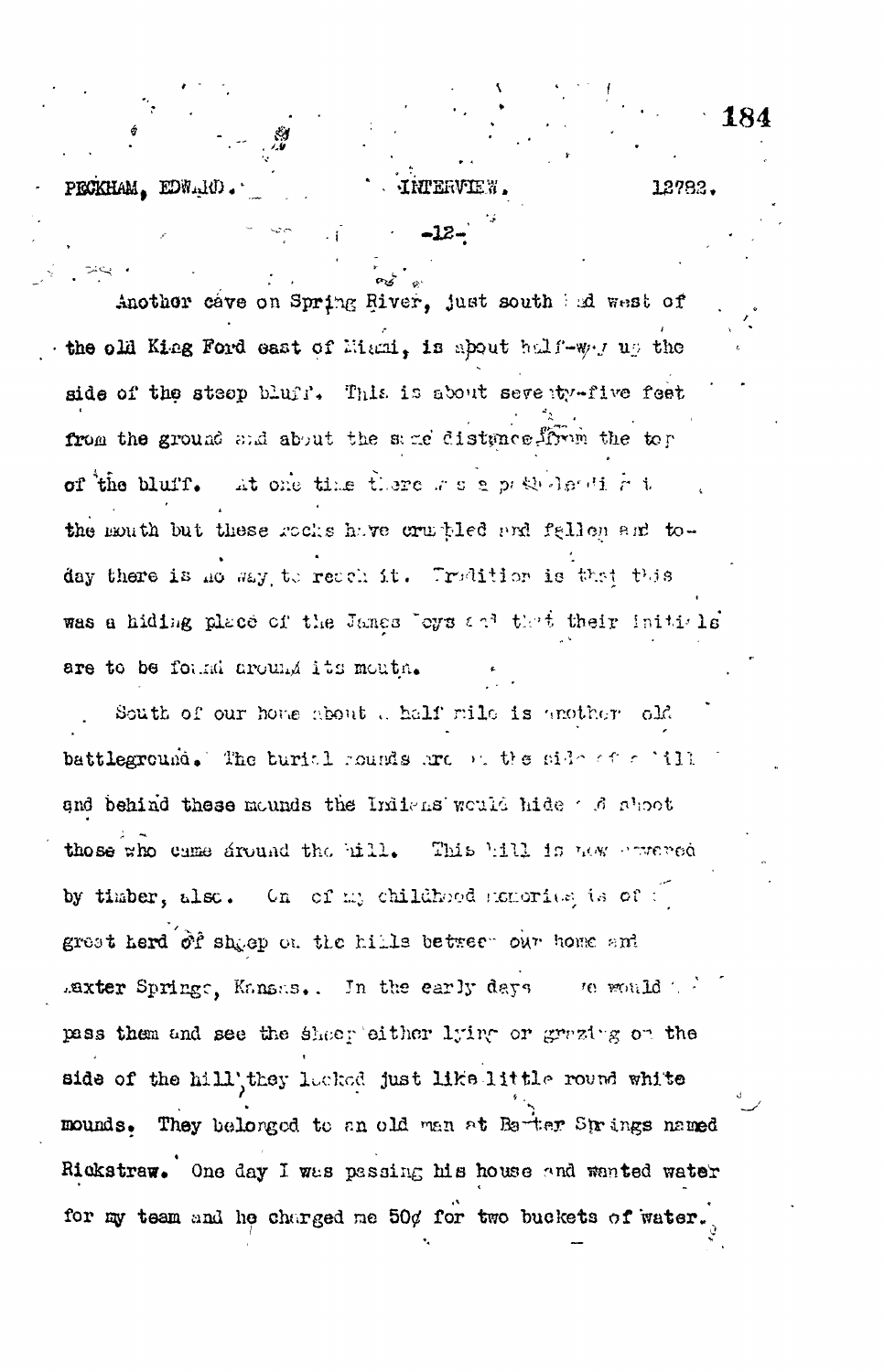Another cave on Spring River, just south and west of the old King Ford east of Miami, is about half-way up the side of the steep bluff. This is about seventy-five feet from the ground and about the same distance from the top of the bluff. At one time there was a path leading to the mouth but these rocks have crumbled and fallen and today there is no way to reach it. Tradition is that this was a hiding place of the James boys and that their initials are to be found around its mouth.

South of our home about a half mile is another old battleground. The burial mounds are on the side of a hill and behind these mounds the Indians would hide and shoot those who came around the hill. This hill is now covered by timber, also. One of my childhood memories is of a great herd of sheep on the hills between our home and Baxter Springs, Kansas. In the early days we would pass them and see the sheep either lying or grazing on the side of the hill, they looked just like little round white mounds. They belonged to an old man at Baxter Springs named Rickstraw. One day I was passing his house and wanted water for my team and he charged me 50¢ for two buckets of water.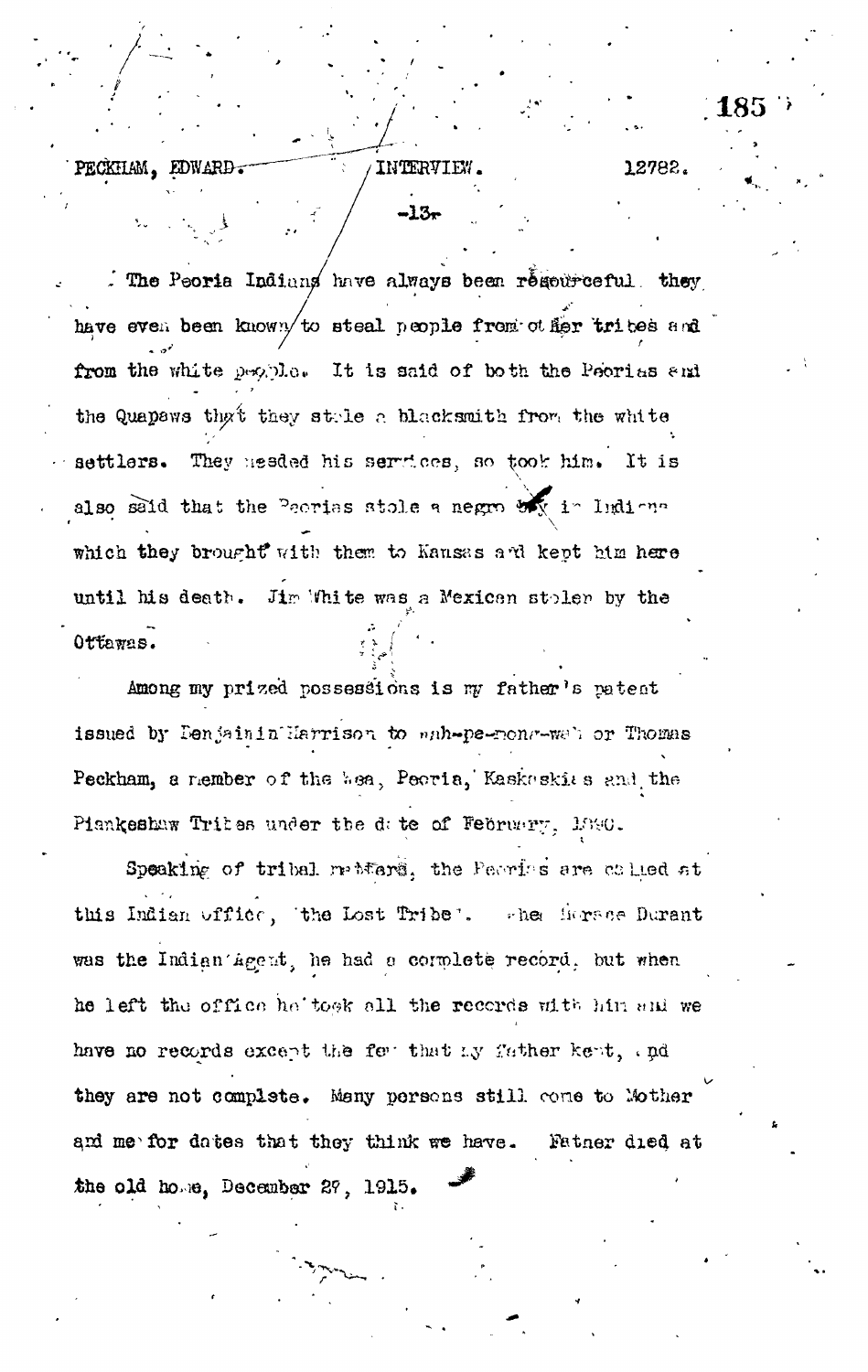The Peoria Indians have always been resourceful. they have even been known to steal people from other tribes and from the white people. It is said of both the Peorias and the Quapaws that they stole a blacksmith from the white settlers. They needed his services, so took him. It is also said that the Peorias stole a negro boy in Indiana which they brought with them to Kansas and kept him here until his death. Jim White was a Mexican stolen by the Ottawas.

Among my prized possessions is my father's patent issued by Benjamin Harrison to nah-pe-none-wah or Thomas Peckham, a member of the Wea, Peoria, Kaskaskias and the Piankeshaw Tribes under the date of February, 1890.

Speaking of tribal matters, the Peorias are called at this Indian office, 'the Lost Tribe'. When Horace Durant was the Indian Agent, he had a complete record, but when he left the office he took all the records with him and we have no records except the few that my father kept, and they are not complete. Many persons still come to Mother and me for dates that they think we have. Father died at the old home, December 29, 1915.